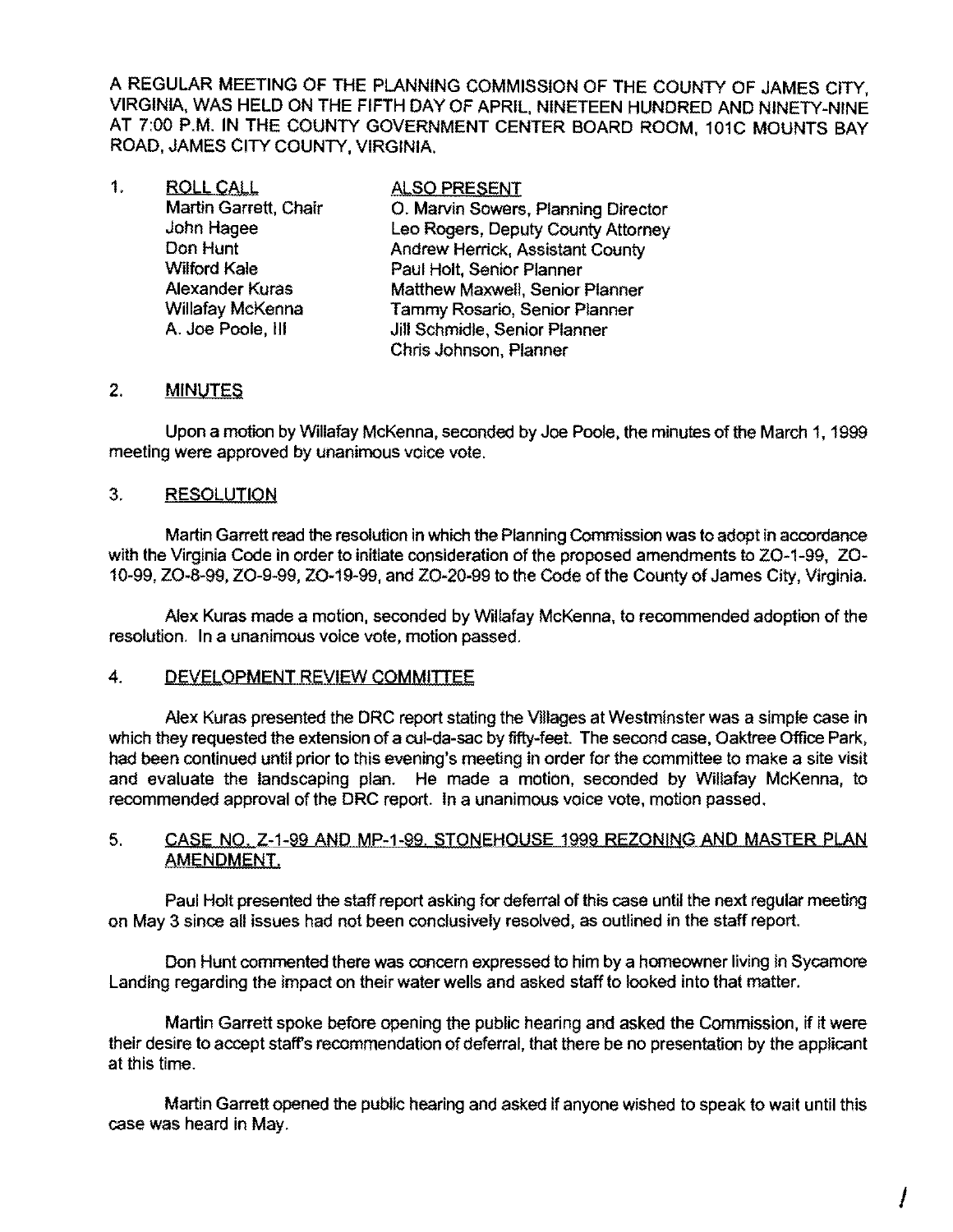A REGULAR MEETING OF THE PLANNING COMMISSION OF THE COUNTY OF JAMES CITY, VIRGINIA, WAS HELD ON THE FIFTH DAY OF APRIL, NINETEEN HUNDRED AND NINETY-NINE AT 7:00 P.M. IN THE COUNTY GOVERNMENT CENTER BOARD ROOM, 101C MOUNTS BAY ROAD, JAMES CITY COUNTY, VIRGINIA.

1. ROLL CALL

| ROLL CALL | ALSO PRESENT |
|---|---|
| Martin Garrett, Chair | O. Marvin Sowers, Planning Director |
| John Hagee | Leo Rogers, Deputy County Attorney |
| Don Hunt | Andrew Herrick, Assistant County |
| Wilford Kale | Paul Holt, Senior Planner |
| Alexander Kuras | Matthew Maxwell, Senior Planner |
| Willafay McKenna | Tammy Rosario, Senior Planner |
| A. Joe Poole, III | Jill Schmidle, Senior Planner |
| | Chris Johnson, Planner |

2. MINUTES

Upon a motion by Willafay McKenna, seconded by Joe Poole, the minutes of the March 1, 1999 meeting were approved by unanimous voice vote.

3. RESOLUTION

Martin Garrett read the resolution in which the Planning Commission was to adopt in accordance with the Virginia Code in order to initiate consideration of the proposed amendments to ZO-1-99, ZO-10-99, ZO-8-99, ZO-9-99, ZO-19-99, and ZO-20-99 to the Code of the County of James City, Virginia.

Alex Kuras made a motion, seconded by Willafay McKenna, to recommended adoption of the resolution. In a unanimous voice vote, motion passed.

4. DEVELOPMENT REVIEW COMMITTEE

Alex Kuras presented the DRC report stating the Villages at Westminster was a simple case in which they requested the extension of a cul-da-sac by fifty-feet. The second case, Oaktree Office Park, had been continued until prior to this evening's meeting in order for the committee to make a site visit and evaluate the landscaping plan. He made a motion, seconded by Willafay McKenna, to recommended approval of the DRC report. In a unanimous voice vote, motion passed.

5. CASE NO. Z-1-99 AND MP-1-99. STONEHOUSE 1999 REZONING AND MASTER PLAN AMENDMENT.

Paul Holt presented the staff report asking for deferral of this case until the next regular meeting on May 3 since all issues had not been conclusively resolved, as outlined in the staff report.

Don Hunt commented there was concern expressed to him by a homeowner living in Sycamore Landing regarding the impact on their water wells and asked staff to looked into that matter.

Martin Garrett spoke before opening the public hearing and asked the Commission, if it were their desire to accept staff's recommendation of deferral, that there be no presentation by the applicant at this time.

Martin Garrett opened the public hearing and asked if anyone wished to speak to wait until this case was heard in May.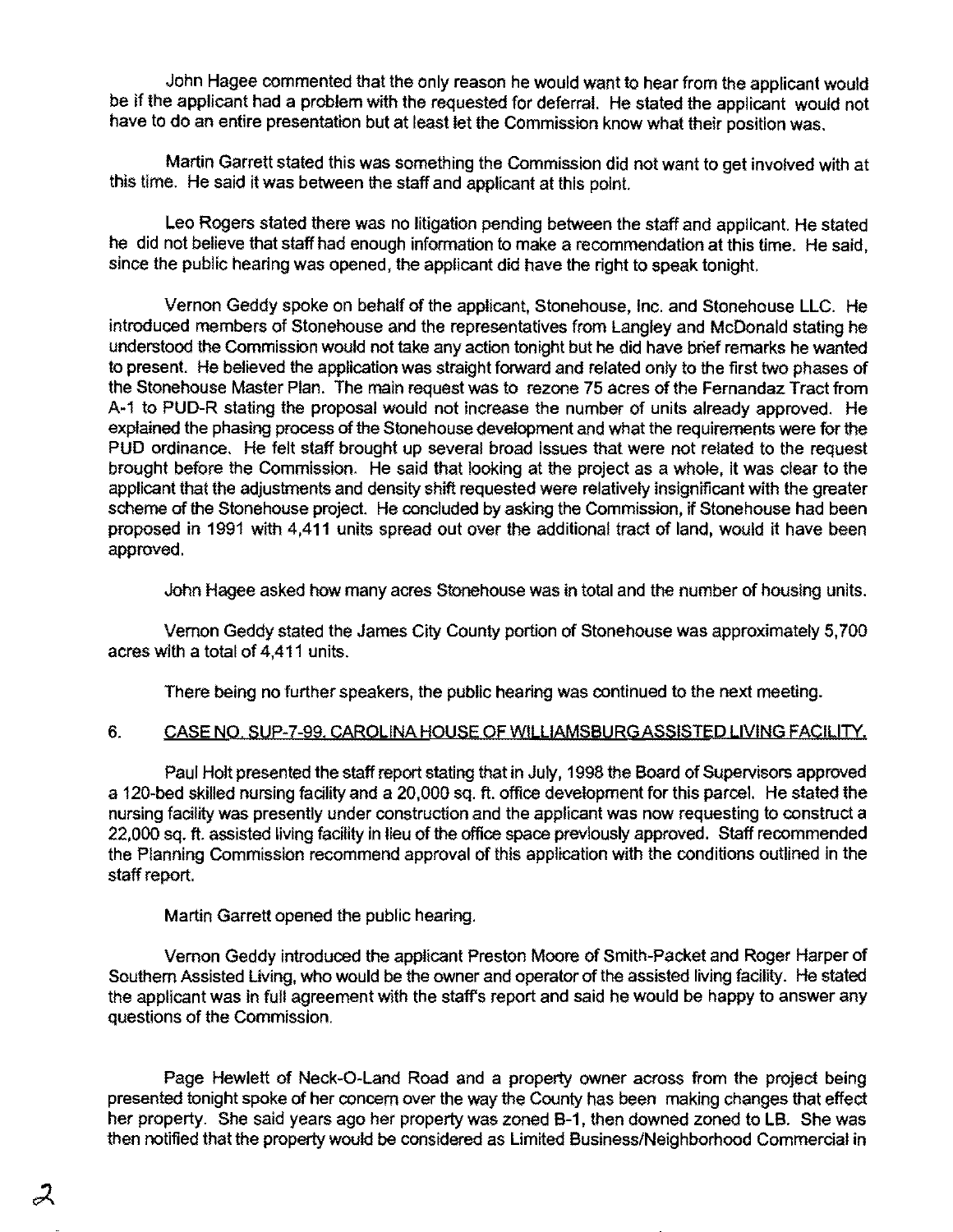John Hagee commented that the only reason he would want to hear from the applicant would be if the applicant had a problem with the requested for deferral. He stated the applicant would not have to do an entire presentation but at least let the Commission know what their position was.

Martin Garrett stated this was something the Commission did not want to get involved with at this time. He said it was between the staff and applicant at this point.

Leo Rogers stated there was no litigation pending between the staff and applicant. He stated he did not believe that staff had enough information to make a recommendation at this time. He said, since the public hearing was opened, the applicant did have the right to speak tonight.

Vernon Geddy spoke on behalf of the applicant, Stonehouse, Inc. and Stonehouse LLC. He introduced members of Stonehouse and the representatives from Langley and McDonald stating he understood the Commission would not take any action tonight but he did have brief remarks he wanted to present. He believed the application was straight forward and related only to the first two phases of the Stonehouse Master Plan. The main request was to rezone 75 acres of the Fernandaz Tract from A-1 to PUD-R stating the proposal would not increase the number of units already approved. He explained the phasing process of the Stonehouse development and what the requirements were for the PUD ordinance. He felt staff brought up several broad issues that were not related to the request brought before the Commission. He said that looking at the project as a whole, it was clear to the applicant that the adjustments and density shift requested were relatively insignificant with the greater scheme of the Stonehouse project. He concluded by asking the Commission, if Stonehouse had been proposed in 1991 with 4,411 units spread out over the additional tract of land, would it have been approved.

John Hagee asked how many acres Stonehouse was in total and the number of housing units.

Vernon Geddy stated the James City County portion of Stonehouse was approximately 5,700 acres with a total of 4,411 units.

There being no further speakers, the public hearing was continued to the next meeting.

6. CASE NO. SUP-7-99. CAROLINA HOUSE OF WILLIAMSBURG ASSISTED LIVING FACILITY.

Paul Holt presented the staff report stating that in July, 1998 the Board of Supervisors approved a 120-bed skilled nursing facility and a 20,000 sq. ft. office development for this parcel. He stated the nursing facility was presently under construction and the applicant was now requesting to construct a 22,000 sq. ft. assisted living facility in lieu of the office space previously approved. Staff recommended the Planning Commission recommend approval of this application with the conditions outlined in the staff report.

Martin Garrett opened the public hearing.

Vernon Geddy introduced the applicant Preston Moore of Smith-Packet and Roger Harper of Southern Assisted Living, who would be the owner and operator of the assisted living facility. He stated the applicant was in full agreement with the staff's report and said he would be happy to answer any questions of the Commission.

Page Hewlett of Neck-O-Land Road and a property owner across from the project being presented tonight spoke of her concern over the way the County has been making changes that effect her property. She said years ago her property was zoned B-1, then downed zoned to LB. She was then notified that the property would be considered as Limited Business/Neighborhood Commercial in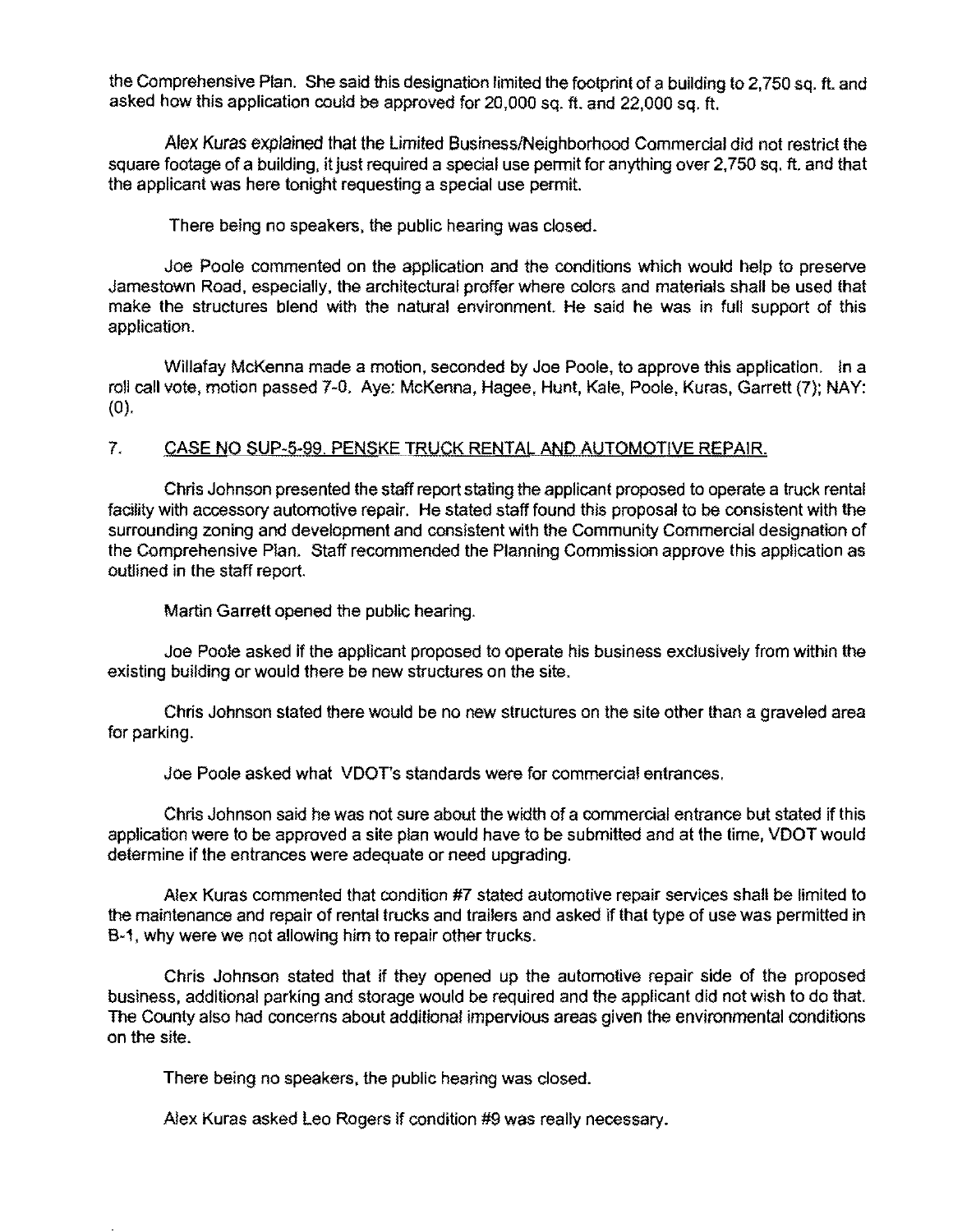the Comprehensive Plan. She said this designation limited the footprint of a building to 2,750 sq. ft. and asked how this application could be approved for 20,000 sq. ft. and 22,000 sq. ft.

Alex Kuras explained that the Limited Business/Neighborhood Commercial did not restrict the square footage of a building, it just required a special use permit for anything over 2,750 sq. ft. and that the applicant was here tonight requesting a special use permit.

There being no speakers, the public hearing was closed.

Joe Poole commented on the application and the conditions which would help to preserve Jamestown Road, especially, the architectural proffer where colors and materials shall be used that make the structures blend with the natural environment. He said he was in full support of this application.

Willafay McKenna made a motion, seconded by Joe Poole, to approve this application. In a roll call vote, motion passed 7-0. Aye: McKenna, Hagee, Hunt, Kale, Poole, Kuras, Garrett (7); NAY: (0).

7. CASE NO SUP-5-99. PENSKE TRUCK RENTAL AND AUTOMOTIVE REPAIR.

Chris Johnson presented the staff report stating the applicant proposed to operate a truck rental facility with accessory automotive repair. He stated staff found this proposal to be consistent with the surrounding zoning and development and consistent with the Community Commercial designation of the Comprehensive Plan. Staff recommended the Planning Commission approve this application as outlined in the staff report.

Martin Garrett opened the public hearing.

Joe Poole asked if the applicant proposed to operate his business exclusively from within the existing building or would there be new structures on the site.

Chris Johnson stated there would be no new structures on the site other than a graveled area for parking.

Joe Poole asked what VDOT's standards were for commercial entrances.

Chris Johnson said he was not sure about the width of a commercial entrance but stated if this application were to be approved a site plan would have to be submitted and at the time, VDOT would determine if the entrances were adequate or need upgrading.

Alex Kuras commented that condition #7 stated automotive repair services shall be limited to the maintenance and repair of rental trucks and trailers and asked if that type of use was permitted in B-1, why were we not allowing him to repair other trucks.

Chris Johnson stated that if they opened up the automotive repair side of the proposed business, additional parking and storage would be required and the applicant did not wish to do that. The County also had concerns about additional impervious areas given the environmental conditions on the site.

There being no speakers, the public hearing was closed.

Alex Kuras asked Leo Rogers if condition #9 was really necessary.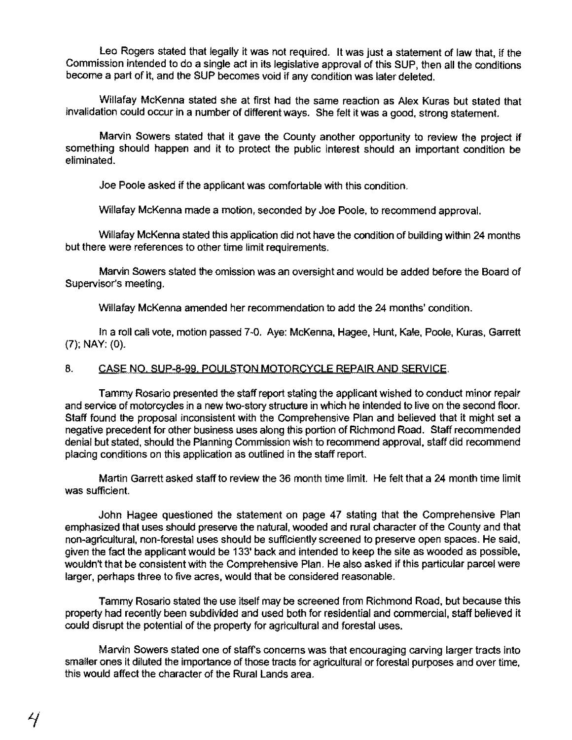Leo Rogers stated that legally it was not required. It was just a statement of law that, if the Commission intended to do a single act in its legislative approval of this SUP, then all the conditions become a part of it, and the SUP becomes void if any condition was later deleted.

Willafay McKenna stated she at first had the same reaction as Alex Kuras but stated that invalidation could occur in a number of different ways. She felt it was a good, strong statement.

Marvin Sowers stated that it gave the County another opportunity to review the project if something should happen and it to protect the public interest should an important condition be eliminated.

Joe Poole asked if the applicant was comfortable with this condition.

Willafay McKenna made a motion, seconded by Joe Poole, to recommend approval.

Willafay McKenna stated this application did not have the condition of building within 24 months but there were references to other time limit requirements.

Marvin Sowers stated the omission was an oversight and would be added before the Board of Supervisor's meeting.

Willafay McKenna amended her recommendation to add the 24 months' condition.

In a roll call vote, motion passed 7-0. Aye: McKenna, Hagee, Hunt, Kale, Poole, Kuras, Garrett (7); NAY: (0).

8. CASE NO. SUP-8-99. POULSTON MOTORCYCLE REPAIR AND SERVICE.

Tammy Rosario presented the staff report stating the applicant wished to conduct minor repair and service of motorcycles in a new two-story structure in which he intended to live on the second floor. Staff found the proposal inconsistent with the Comprehensive Plan and believed that it might set a negative precedent for other business uses along this portion of Richmond Road. Staff recommended denial but stated, should the Planning Commission wish to recommend approval, staff did recommend placing conditions on this application as outlined in the staff report.

Martin Garrett asked staff to review the 36 month time limit. He felt that a 24 month time limit was sufficient.

John Hagee questioned the statement on page 47 stating that the Comprehensive Plan emphasized that uses should preserve the natural, wooded and rural character of the County and that non-agricultural, non-forestal uses should be sufficiently screened to preserve open spaces. He said, given the fact the applicant would be 133' back and intended to keep the site as wooded as possible, wouldn't that be consistent with the Comprehensive Plan. He also asked if this particular parcel were larger, perhaps three to five acres, would that be considered reasonable.

Tammy Rosario stated the use itself may be screened from Richmond Road, but because this property had recently been subdivided and used both for residential and commercial, staff believed it could disrupt the potential of the property for agricultural and forestal uses.

Marvin Sowers stated one of staff's concerns was that encouraging carving larger tracts into smaller ones it diluted the importance of those tracts for agricultural or forestal purposes and over time, this would affect the character of the Rural Lands area.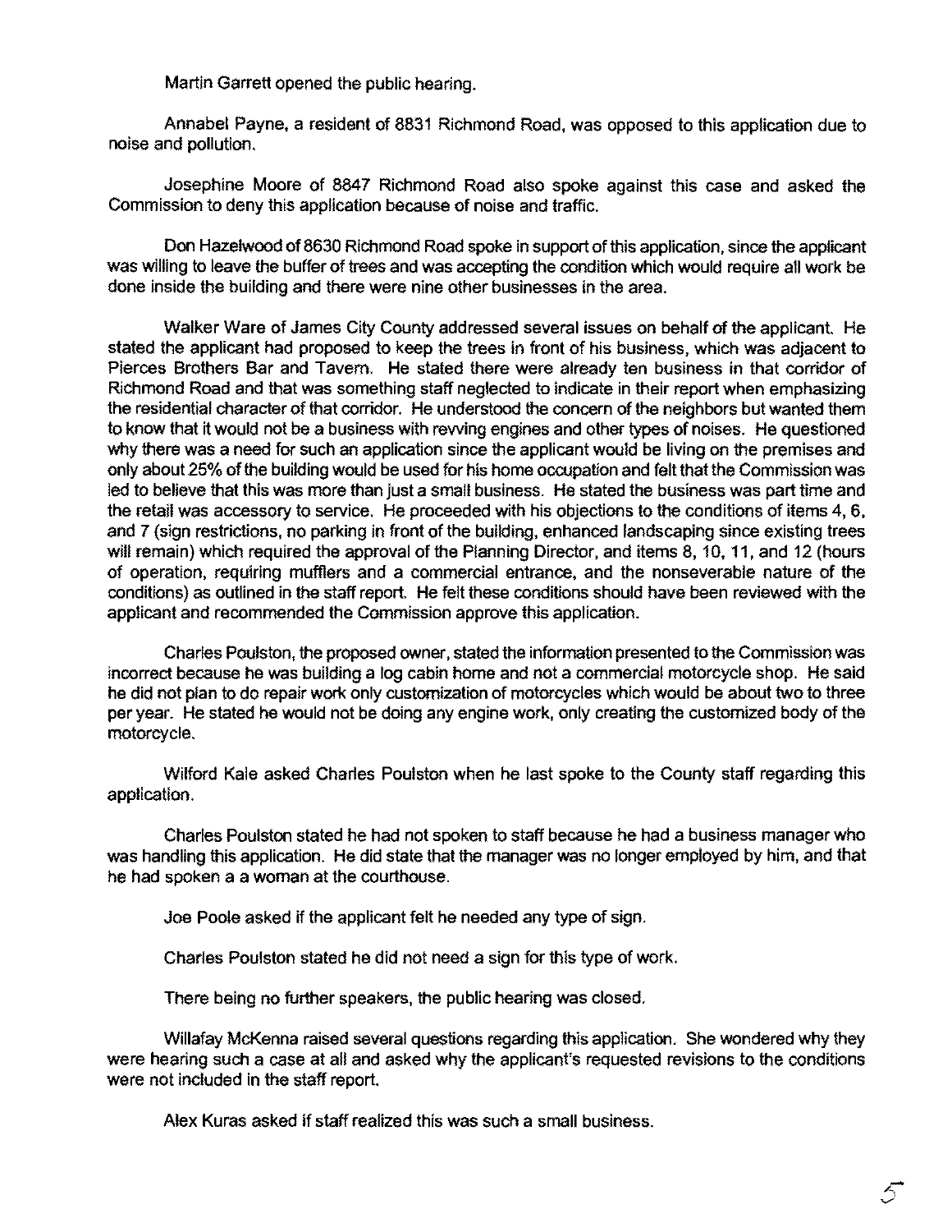Martin Garrett opened the public hearing.

Annabel Payne, a resident of 8831 Richmond Road, was opposed to this application due to noise and pollution.

Josephine Moore of 8847 Richmond Road also spoke against this case and asked the Commission to deny this application because of noise and traffic.

Don Hazelwood of 8630 Richmond Road spoke in support of this application, since the applicant was willing to leave the buffer of trees and was accepting the condition which would require all work be done inside the building and there were nine other businesses in the area.

Walker Ware of James City County addressed several issues on behalf of the applicant. He stated the applicant had proposed to keep the trees in front of his business, which was adjacent to Pierces Brothers Bar and Tavern. He stated there were already ten business in that corridor of Richmond Road and that was something staff neglected to indicate in their report when emphasizing the residential character of that corridor. He understood the concern of the neighbors but wanted them to know that it would not be a business with revving engines and other types of noises. He questioned why there was a need for such an application since the applicant would be living on the premises and only about 25% of the building would be used for his home occupation and felt that the Commission was led to believe that this was more than just a small business. He stated the business was part time and the retail was accessory to service. He proceeded with his objections to the conditions of items 4, 6, and 7 (sign restrictions, no parking in front of the building, enhanced landscaping since existing trees will remain) which required the approval of the Planning Director, and items 8, 10, 11, and 12 (hours of operation, requiring mufflers and a commercial entrance, and the nonseverable nature of the conditions) as outlined in the staff report. He felt these conditions should have been reviewed with the applicant and recommended the Commission approve this application.

Charles Poulston, the proposed owner, stated the information presented to the Commission was incorrect because he was building a log cabin home and not a commercial motorcycle shop. He said he did not plan to do repair work only customization of motorcycles which would be about two to three per year. He stated he would not be doing any engine work, only creating the customized body of the motorcycle.

Wilford Kale asked Charles Poulston when he last spoke to the County staff regarding this application.

Charles Poulston stated he had not spoken to staff because he had a business manager who was handling this application. He did state that the manager was no longer employed by him, and that he had spoken a a woman at the courthouse.

Joe Poole asked if the applicant felt he needed any type of sign.

Charles Poulston stated he did not need a sign for this type of work.

There being no further speakers, the public hearing was closed.

Willafay McKenna raised several questions regarding this application. She wondered why they were hearing such a case at all and asked why the applicant's requested revisions to the conditions were not included in the staff report.

Alex Kuras asked if staff realized this was such a small business.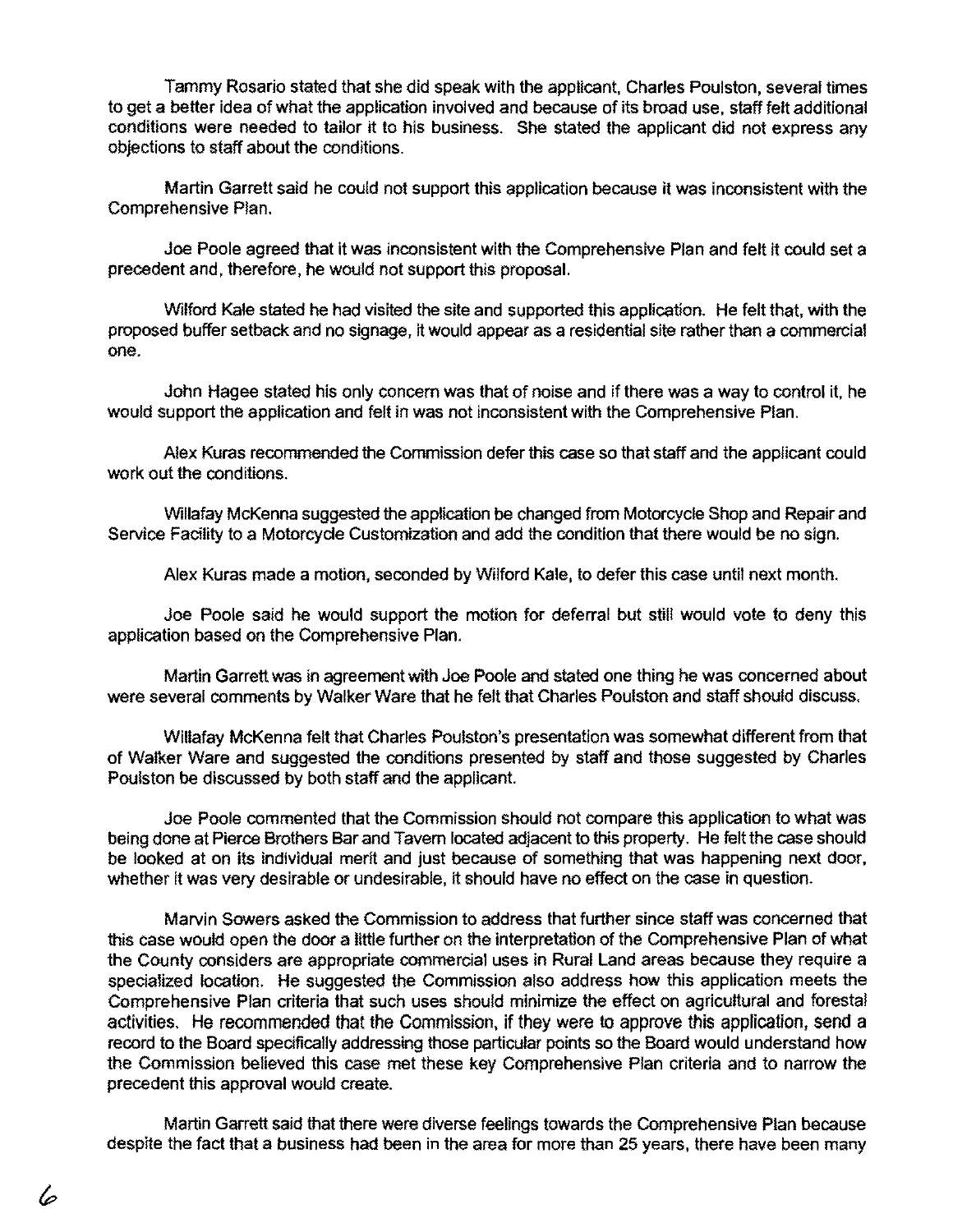Tammy Rosario stated that she did speak with the applicant, Charles Poulston, several times to get a better idea of what the application involved and because of its broad use, staff felt additional conditions were needed to tailor it to his business. She stated the applicant did not express any objections to staff about the conditions.

Martin Garrett said he could not support this application because it was inconsistent with the Comprehensive Plan.

Joe Poole agreed that it was inconsistent with the Comprehensive Plan and felt it could set a precedent and, therefore, he would not support this proposal.

Wilford Kale stated he had visited the site and supported this application. He felt that, with the proposed buffer setback and no signage, it would appear as a residential site rather than a commercial one.

John Hagee stated his only concern was that of noise and if there was a way to control it, he would support the application and felt in was not inconsistent with the Comprehensive Plan.

Alex Kuras recommended the Commission defer this case so that staff and the applicant could work out the conditions.

Willafay McKenna suggested the application be changed from Motorcycle Shop and Repair and Service Facility to a Motorcycle Customization and add the condition that there would be no sign.

Alex Kuras made a motion, seconded by Wilford Kale, to defer this case until next month.

Joe Poole said he would support the motion for deferral but still would vote to deny this application based on the Comprehensive Plan.

Martin Garrett was in agreement with Joe Poole and stated one thing he was concerned about were several comments by Walker Ware that he felt that Charles Poulston and staff should discuss.

Willafay McKenna felt that Charles Poulston's presentation was somewhat different from that of Walker Ware and suggested the conditions presented by staff and those suggested by Charles Poulston be discussed by both staff and the applicant.

Joe Poole commented that the Commission should not compare this application to what was being done at Pierce Brothers Bar and Tavern located adjacent to this property. He felt the case should be looked at on its individual merit and just because of something that was happening next door, whether it was very desirable or undesirable, it should have no effect on the case in question.

Marvin Sowers asked the Commission to address that further since staff was concerned that this case would open the door a little further on the interpretation of the Comprehensive Plan of what the County considers are appropriate commercial uses in Rural Land areas because they require a specialized location. He suggested the Commission also address how this application meets the Comprehensive Plan criteria that such uses should minimize the effect on agricultural and forestal activities. He recommended that the Commission, if they were to approve this application, send a record to the Board specifically addressing those particular points so the Board would understand how the Commission believed this case met these key Comprehensive Plan criteria and to narrow the precedent this approval would create.

Martin Garrett said that there were diverse feelings towards the Comprehensive Plan because despite the fact that a business had been in the area for more than 25 years, there have been many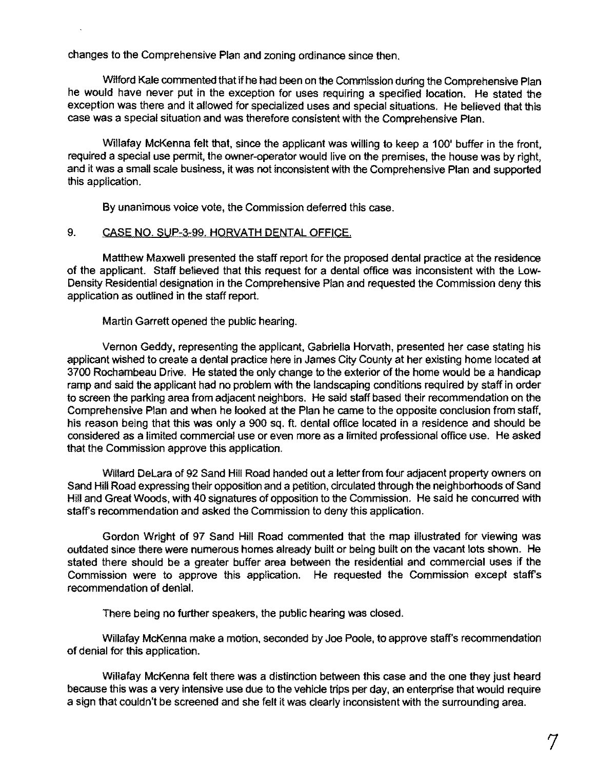changes to the Comprehensive Plan and zoning ordinance since then.

Wilford Kale commented that if he had been on the Commission during the Comprehensive Plan he would have never put in the exception for uses requiring a specified location. He stated the exception was there and it allowed for specialized uses and special situations. He believed that this case was a special situation and was therefore consistent with the Comprehensive Plan.

Willafay McKenna felt that, since the applicant was willing to keep a 100' buffer in the front, required a special use permit, the owner-operator would live on the premises, the house was by right, and it was a small scale business, it was not inconsistent with the Comprehensive Plan and supported this application.

By unanimous voice vote, the Commission deferred this case.

9. CASE NO. SUP-3-99. HORVATH DENTAL OFFICE.

Matthew Maxwell presented the staff report for the proposed dental practice at the residence of the applicant. Staff believed that this request for a dental office was inconsistent with the Low-Density Residential designation in the Comprehensive Plan and requested the Commission deny this application as outlined in the staff report.

Martin Garrett opened the public hearing.

Vernon Geddy, representing the applicant, Gabriella Horvath, presented her case stating his applicant wished to create a dental practice here in James City County at her existing home located at 3700 Rochambeau Drive. He stated the only change to the exterior of the home would be a handicap ramp and said the applicant had no problem with the landscaping conditions required by staff in order to screen the parking area from adjacent neighbors. He said staff based their recommendation on the Comprehensive Plan and when he looked at the Plan he came to the opposite conclusion from staff, his reason being that this was only a 900 sq. ft. dental office located in a residence and should be considered as a limited commercial use or even more as a limited professional office use. He asked that the Commission approve this application.

Willard DeLara of 92 Sand Hill Road handed out a letter from four adjacent property owners on Sand Hill Road expressing their opposition and a petition, circulated through the neighborhoods of Sand Hill and Great Woods, with 40 signatures of opposition to the Commission. He said he concurred with staff's recommendation and asked the Commission to deny this application.

Gordon Wright of 97 Sand Hill Road commented that the map illustrated for viewing was outdated since there were numerous homes already built or being built on the vacant lots shown. He stated there should be a greater buffer area between the residential and commercial uses if the Commission were to approve this application. He requested the Commission except staff's recommendation of denial.

There being no further speakers, the public hearing was closed.

Willafay McKenna make a motion, seconded by Joe Poole, to approve staff's recommendation of denial for this application.

Willafay McKenna felt there was a distinction between this case and the one they just heard because this was a very intensive use due to the vehicle trips per day, an enterprise that would require a sign that couldn't be screened and she felt it was clearly inconsistent with the surrounding area.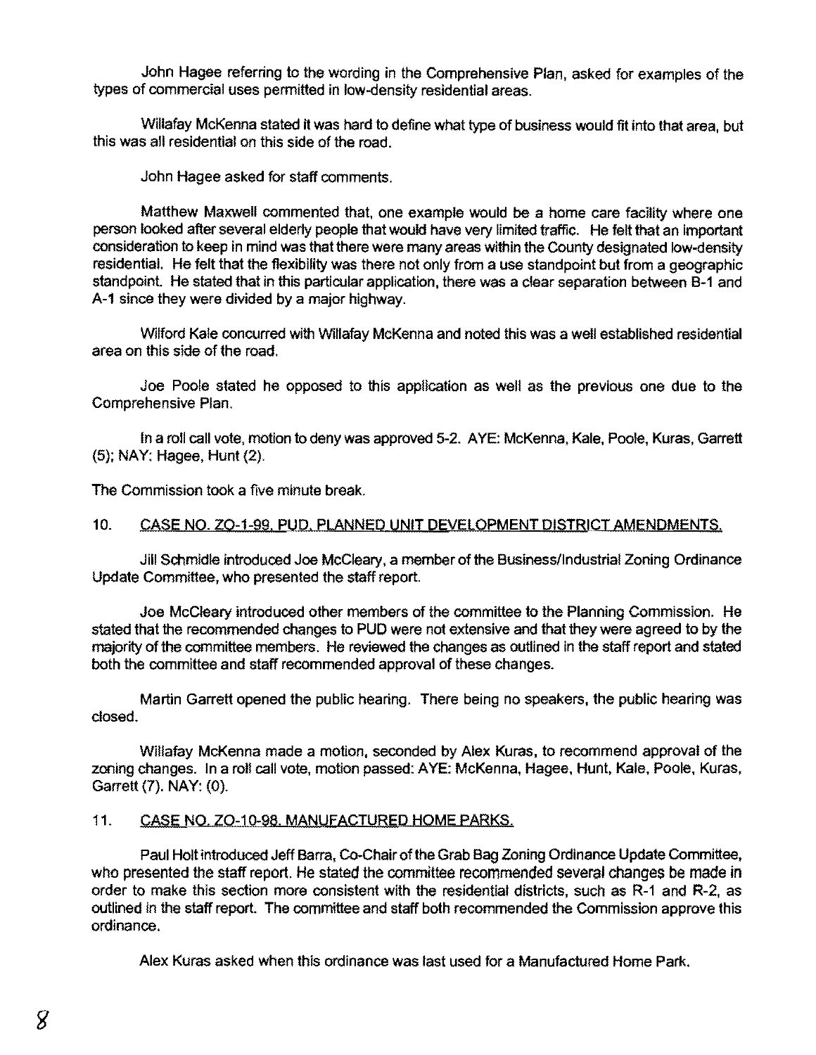John Hagee referring to the wording in the Comprehensive Plan, asked for examples of the types of commercial uses permitted in low-density residential areas.

Willafay McKenna stated it was hard to define what type of business would fit into that area, but this was all residential on this side of the road.

John Hagee asked for staff comments.

Matthew Maxwell commented that, one example would be a home care facility where one person looked after several elderly people that would have very limited traffic. He felt that an important consideration to keep in mind was that there were many areas within the County designated low-density residential. He felt that the flexibility was there not only from a use standpoint but from a geographic standpoint. He stated that in this particular application, there was a clear separation between B-1 and A-1 since they were divided by a major highway.

Wilford Kale concurred with Willafay McKenna and noted this was a well established residential area on this side of the road.

Joe Poole stated he opposed to this application as well as the previous one due to the Comprehensive Plan.

In a roll call vote, motion to deny was approved 5-2. AYE: McKenna, Kale, Poole, Kuras, Garrett (5); NAY: Hagee, Hunt (2).

The Commission took a five minute break.

10. CASE NO. ZO-1-99. PUD, PLANNED UNIT DEVELOPMENT DISTRICT AMENDMENTS.

Jill Schmidle introduced Joe McCleary, a member of the Business/Industrial Zoning Ordinance Update Committee, who presented the staff report.

Joe McCleary introduced other members of the committee to the Planning Commission. He stated that the recommended changes to PUD were not extensive and that they were agreed to by the majority of the committee members. He reviewed the changes as outlined in the staff report and stated both the committee and staff recommended approval of these changes.

Martin Garrett opened the public hearing. There being no speakers, the public hearing was closed.

Willafay McKenna made a motion, seconded by Alex Kuras, to recommend approval of the zoning changes. In a roll call vote, motion passed: AYE: McKenna, Hagee, Hunt, Kale, Poole, Kuras, Garrett (7). NAY: (0).

11. CASE NO. ZO-10-98. MANUFACTURED HOME PARKS.

Paul Holt introduced Jeff Barra, Co-Chair of the Grab Bag Zoning Ordinance Update Committee, who presented the staff report. He stated the committee recommended several changes be made in order to make this section more consistent with the residential districts, such as R-1 and R-2, as outlined in the staff report. The committee and staff both recommended the Commission approve this ordinance.

Alex Kuras asked when this ordinance was last used for a Manufactured Home Park.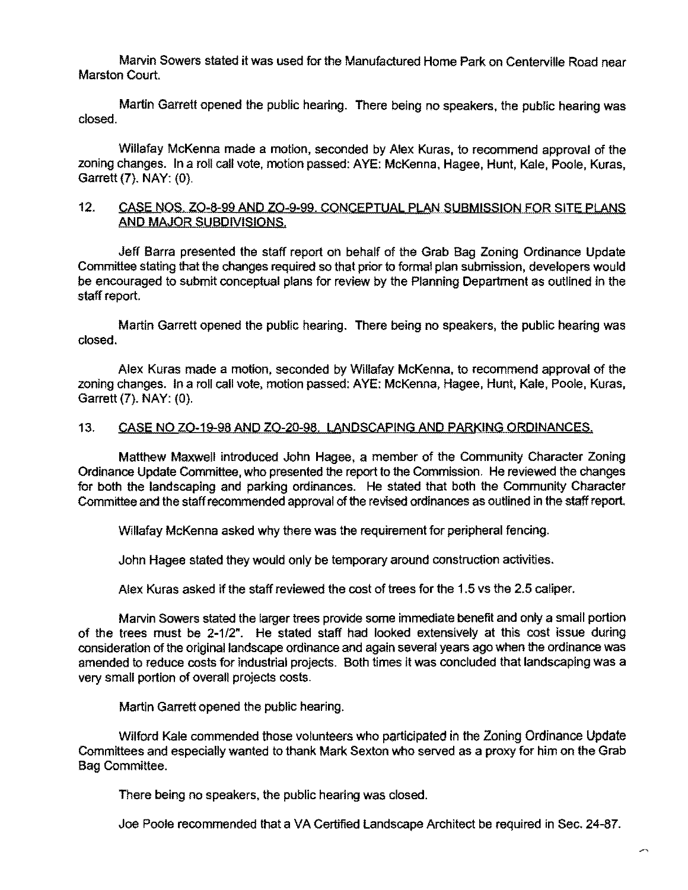Marvin Sowers stated it was used for the Manufactured Home Park on Centerville Road near Marston Court.

Martin Garrett opened the public hearing. There being no speakers, the public hearing was closed.

Willafay McKenna made a motion, seconded by Alex Kuras, to recommend approval of the zoning changes. In a roll call vote, motion passed: AYE: McKenna, Hagee, Hunt, Kale, Poole, Kuras, Garrett (7). NAY: (0).

12. CASE NOS. ZO-8-99 AND ZO-9-99. CONCEPTUAL PLAN SUBMISSION FOR SITE PLANS AND MAJOR SUBDIVISIONS.

Jeff Barra presented the staff report on behalf of the Grab Bag Zoning Ordinance Update Committee stating that the changes required so that prior to formal plan submission, developers would be encouraged to submit conceptual plans for review by the Planning Department as outlined in the staff report.

Martin Garrett opened the public hearing. There being no speakers, the public hearing was closed.

Alex Kuras made a motion, seconded by Willafay McKenna, to recommend approval of the zoning changes. In a roll call vote, motion passed: AYE: McKenna, Hagee, Hunt, Kale, Poole, Kuras, Garrett (7). NAY: (0).

13. CASE NO ZO-19-98 AND ZO-20-98. LANDSCAPING AND PARKING ORDINANCES.

Matthew Maxwell introduced John Hagee, a member of the Community Character Zoning Ordinance Update Committee, who presented the report to the Commission. He reviewed the changes for both the landscaping and parking ordinances. He stated that both the Community Character Committee and the staff recommended approval of the revised ordinances as outlined in the staff report.

Willafay McKenna asked why there was the requirement for peripheral fencing.

John Hagee stated they would only be temporary around construction activities.

Alex Kuras asked if the staff reviewed the cost of trees for the 1.5 vs the 2.5 caliper.

Marvin Sowers stated the larger trees provide some immediate benefit and only a small portion of the trees must be 2-1/2". He stated staff had looked extensively at this cost issue during consideration of the original landscape ordinance and again several years ago when the ordinance was amended to reduce costs for industrial projects. Both times it was concluded that landscaping was a very small portion of overall projects costs.

Martin Garrett opened the public hearing.

Wilford Kale commended those volunteers who participated in the Zoning Ordinance Update Committees and especially wanted to thank Mark Sexton who served as a proxy for him on the Grab Bag Committee.

There being no speakers, the public hearing was closed.

Joe Poole recommended that a VA Certified Landscape Architect be required in Sec. 24-87.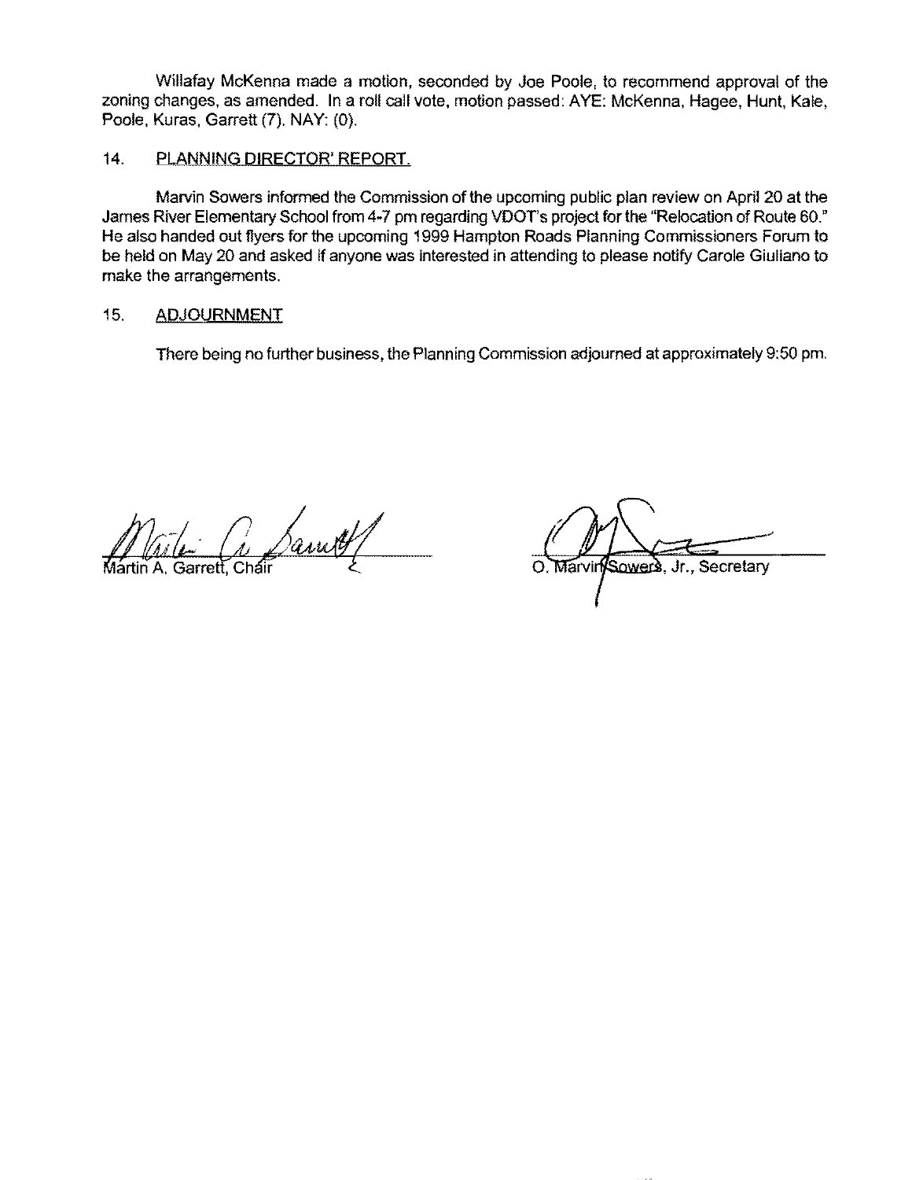Willafay McKenna made a motion, seconded by Joe Poole, to recommend approval of the zoning changes, as amended. In a roll call vote, motion passed: AYE: McKenna, Hagee, Hunt, Kale, Poole, Kuras, Garrett (7). NAY: (0).

## 14. PLANNING DIRECTOR' REPORT.

Marvin Sowers informed the Commission of the upcoming public plan review on April 20 at the James River Elementary School from 4-7 pm regarding VDOT's project for the "Relocation of Route 60." He also handed out flyers for the upcoming 1999 Hampton Roads Planning Commissioners Forum to be held on May 20 and asked if anyone was interested in attending to please notify Carole Giuliano to make the arrangements.

## 15. ADJOURNMENT

There being no further business, the Planning Commission adjourned at approximately 9:50 pm.

Martin A. Garrett, Chair

O. Marvin Sowers, Jr., Secretary